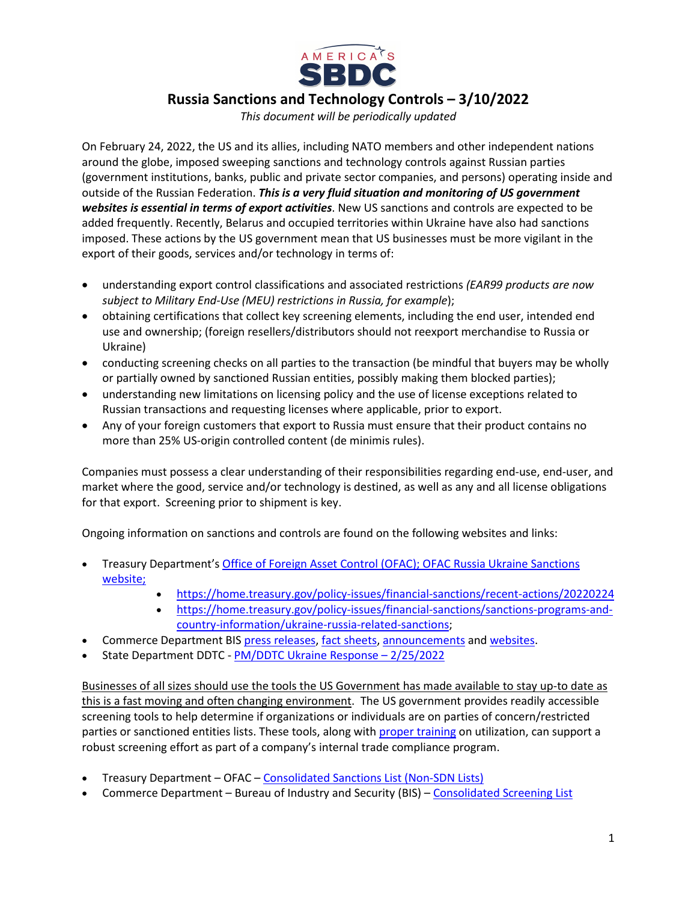# Russia Sanctions and Technology Controls – 3/10/2022

*This document will be periodically updated*

On February 24, 2022, the US and its allies, including NATO members and other independent nations around the globe, imposed sweeping sanctions and technology controls against Russian parties (government institutions, banks, public and private sector companies, and persons) operating inside and outside of the Russian Federation. ***This is a very fluid situation and monitoring of US government websites is essential in terms of export activities***. New US sanctions and controls are expected to be added frequently. Recently, Belarus and occupied territories within Ukraine have also had sanctions imposed. These actions by the US government mean that US businesses must be more vigilant in the export of their goods, services and/or technology in terms of:

- understanding export control classifications and associated restrictions *(EAR99 products are now subject to Military End-Use (MEU) restrictions in Russia, for example*);
- obtaining certifications that collect key screening elements, including the end user, intended end use and ownership; (foreign resellers/distributors should not reexport merchandise to Russia or Ukraine)
- conducting screening checks on all parties to the transaction (be mindful that buyers may be wholly or partially owned by sanctioned Russian entities, possibly making them blocked parties);
- understanding new limitations on licensing policy and the use of license exceptions related to Russian transactions and requesting licenses where applicable, prior to export.
- Any of your foreign customers that export to Russia must ensure that their product contains no more than 25% US-origin controlled content (de minimis rules).

Companies must possess a clear understanding of their responsibilities regarding end-use, end-user, and market where the good, service and/or technology is destined, as well as any and all license obligations for that export. Screening prior to shipment is key.

Ongoing information on sanctions and controls are found on the following websites and links:

- Treasury Department's Office of Foreign Asset Control (OFAC); OFAC Russia Ukraine Sanctions website;
  - https://home.treasury.gov/policy-issues/financial-sanctions/recent-actions/20220224
  - https://home.treasury.gov/policy-issues/financial-sanctions/sanctions-programs-and-country-information/ukraine-russia-related-sanctions;
- Commerce Department BIS press releases, fact sheets, announcements and websites.
- State Department DDTC - PM/DDTC Ukraine Response – 2/25/2022

Businesses of all sizes should use the tools the US Government has made available to stay up-to date as this is a fast moving and often changing environment. The US government provides readily accessible screening tools to help determine if organizations or individuals are on parties of concern/restricted parties or sanctioned entities lists. These tools, along with proper training on utilization, can support a robust screening effort as part of a company's internal trade compliance program.

- Treasury Department – OFAC – Consolidated Sanctions List (Non-SDN Lists)
- Commerce Department – Bureau of Industry and Security (BIS) – Consolidated Screening List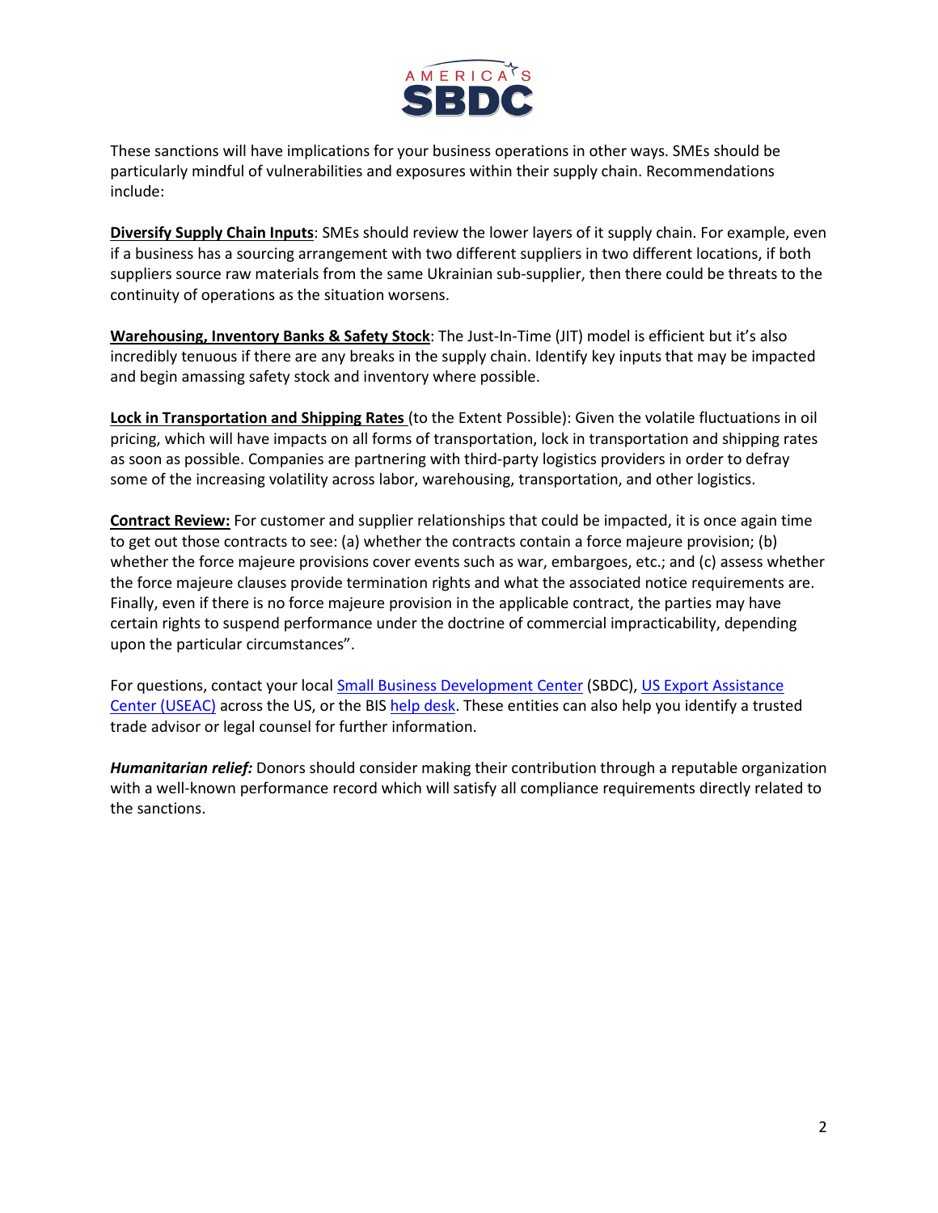These sanctions will have implications for your business operations in other ways. SMEs should be particularly mindful of vulnerabilities and exposures within their supply chain. Recommendations include:

**Diversify Supply Chain Inputs**: SMEs should review the lower layers of it supply chain. For example, even if a business has a sourcing arrangement with two different suppliers in two different locations, if both suppliers source raw materials from the same Ukrainian sub-supplier, then there could be threats to the continuity of operations as the situation worsens.

**Warehousing, Inventory Banks & Safety Stock**: The Just-In-Time (JIT) model is efficient but it's also incredibly tenuous if there are any breaks in the supply chain. Identify key inputs that may be impacted and begin amassing safety stock and inventory where possible.

**Lock in Transportation and Shipping Rates** (to the Extent Possible): Given the volatile fluctuations in oil pricing, which will have impacts on all forms of transportation, lock in transportation and shipping rates as soon as possible. Companies are partnering with third-party logistics providers in order to defray some of the increasing volatility across labor, warehousing, transportation, and other logistics.

**Contract Review:** For customer and supplier relationships that could be impacted, it is once again time to get out those contracts to see: (a) whether the contracts contain a force majeure provision; (b) whether the force majeure provisions cover events such as war, embargoes, etc.; and (c) assess whether the force majeure clauses provide termination rights and what the associated notice requirements are. Finally, even if there is no force majeure provision in the applicable contract, the parties may have certain rights to suspend performance under the doctrine of commercial impracticability, depending upon the particular circumstances".

For questions, contact your local Small Business Development Center (SBDC), US Export Assistance Center (USEAC) across the US, or the BIS help desk. These entities can also help you identify a trusted trade advisor or legal counsel for further information.

***Humanitarian relief:*** Donors should consider making their contribution through a reputable organization with a well-known performance record which will satisfy all compliance requirements directly related to the sanctions.